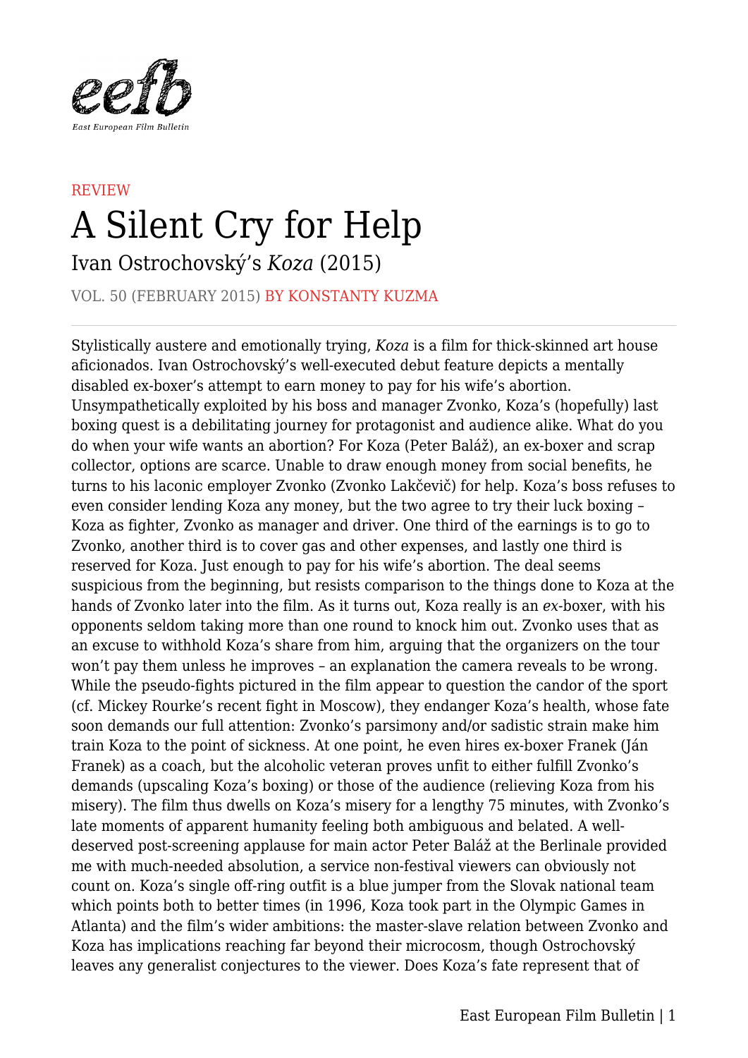eefb

East European Film Bulletin

REVIEW

# A Silent Cry for Help

## Ivan Ostrochovský's *Koza* (2015)

VOL. 50 (FEBRUARY 2015) BY KONSTANTY KUZMA

---

Stylistically austere and emotionally trying, *Koza* is a film for thick-skinned art house aficionados. Ivan Ostrochovský's well-executed debut feature depicts a mentally disabled ex-boxer's attempt to earn money to pay for his wife's abortion. Unsympathetically exploited by his boss and manager Zvonko, Koza's (hopefully) last boxing quest is a debilitating journey for protagonist and audience alike. What do you do when your wife wants an abortion? For Koza (Peter Baláž), an ex-boxer and scrap collector, options are scarce. Unable to draw enough money from social benefits, he turns to his laconic employer Zvonko (Zvonko Lakčevič) for help. Koza's boss refuses to even consider lending Koza any money, but the two agree to try their luck boxing – Koza as fighter, Zvonko as manager and driver. One third of the earnings is to go to Zvonko, another third is to cover gas and other expenses, and lastly one third is reserved for Koza. Just enough to pay for his wife's abortion. The deal seems suspicious from the beginning, but resists comparison to the things done to Koza at the hands of Zvonko later into the film. As it turns out, Koza really is an *ex*-boxer, with his opponents seldom taking more than one round to knock him out. Zvonko uses that as an excuse to withhold Koza's share from him, arguing that the organizers on the tour won't pay them unless he improves – an explanation the camera reveals to be wrong. While the pseudo-fights pictured in the film appear to question the candor of the sport (cf. Mickey Rourke's recent fight in Moscow), they endanger Koza's health, whose fate soon demands our full attention: Zvonko's parsimony and/or sadistic strain make him train Koza to the point of sickness. At one point, he even hires ex-boxer Franek (Ján Franek) as a coach, but the alcoholic veteran proves unfit to either fulfill Zvonko's demands (upscaling Koza's boxing) or those of the audience (relieving Koza from his misery). The film thus dwells on Koza's misery for a lengthy 75 minutes, with Zvonko's late moments of apparent humanity feeling both ambiguous and belated. A well-deserved post-screening applause for main actor Peter Baláž at the Berlinale provided me with much-needed absolution, a service non-festival viewers can obviously not count on. Koza's single off-ring outfit is a blue jumper from the Slovak national team which points both to better times (in 1996, Koza took part in the Olympic Games in Atlanta) and the film's wider ambitions: the master-slave relation between Zvonko and Koza has implications reaching far beyond their microcosm, though Ostrochovský leaves any generalist conjectures to the viewer. Does Koza's fate represent that of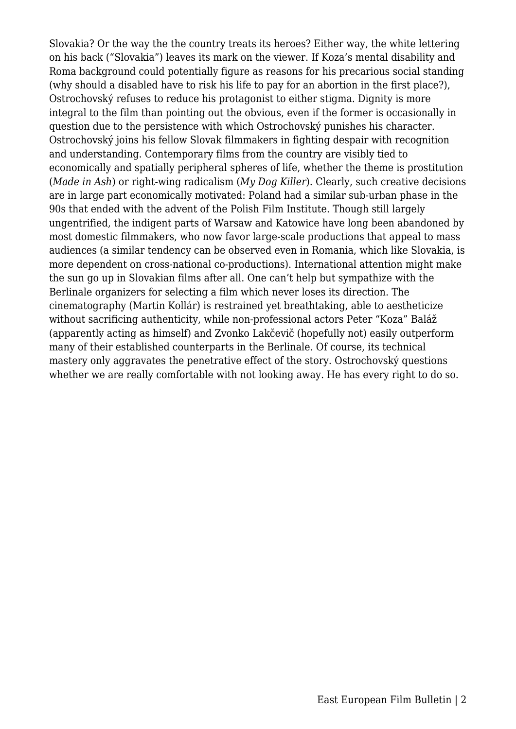Slovakia? Or the way the the country treats its heroes? Either way, the white lettering on his back ("Slovakia") leaves its mark on the viewer. If Koza's mental disability and Roma background could potentially figure as reasons for his precarious social standing (why should a disabled have to risk his life to pay for an abortion in the first place?), Ostrochovský refuses to reduce his protagonist to either stigma. Dignity is more integral to the film than pointing out the obvious, even if the former is occasionally in question due to the persistence with which Ostrochovský punishes his character. Ostrochovský joins his fellow Slovak filmmakers in fighting despair with recognition and understanding. Contemporary films from the country are visibly tied to economically and spatially peripheral spheres of life, whether the theme is prostitution (*Made in Ash*) or right-wing radicalism (*My Dog Killer*). Clearly, such creative decisions are in large part economically motivated: Poland had a similar sub-urban phase in the 90s that ended with the advent of the Polish Film Institute. Though still largely ungentrified, the indigent parts of Warsaw and Katowice have long been abandoned by most domestic filmmakers, who now favor large-scale productions that appeal to mass audiences (a similar tendency can be observed even in Romania, which like Slovakia, is more dependent on cross-national co-productions). International attention might make the sun go up in Slovakian films after all. One can't help but sympathize with the Berlinale organizers for selecting a film which never loses its direction. The cinematography (Martin Kollár) is restrained yet breathtaking, able to aestheticize without sacrificing authenticity, while non-professional actors Peter "Koza" Baláž (apparently acting as himself) and Zvonko Lakčevič (hopefully not) easily outperform many of their established counterparts in the Berlinale. Of course, its technical mastery only aggravates the penetrative effect of the story. Ostrochovský questions whether we are really comfortable with not looking away. He has every right to do so.